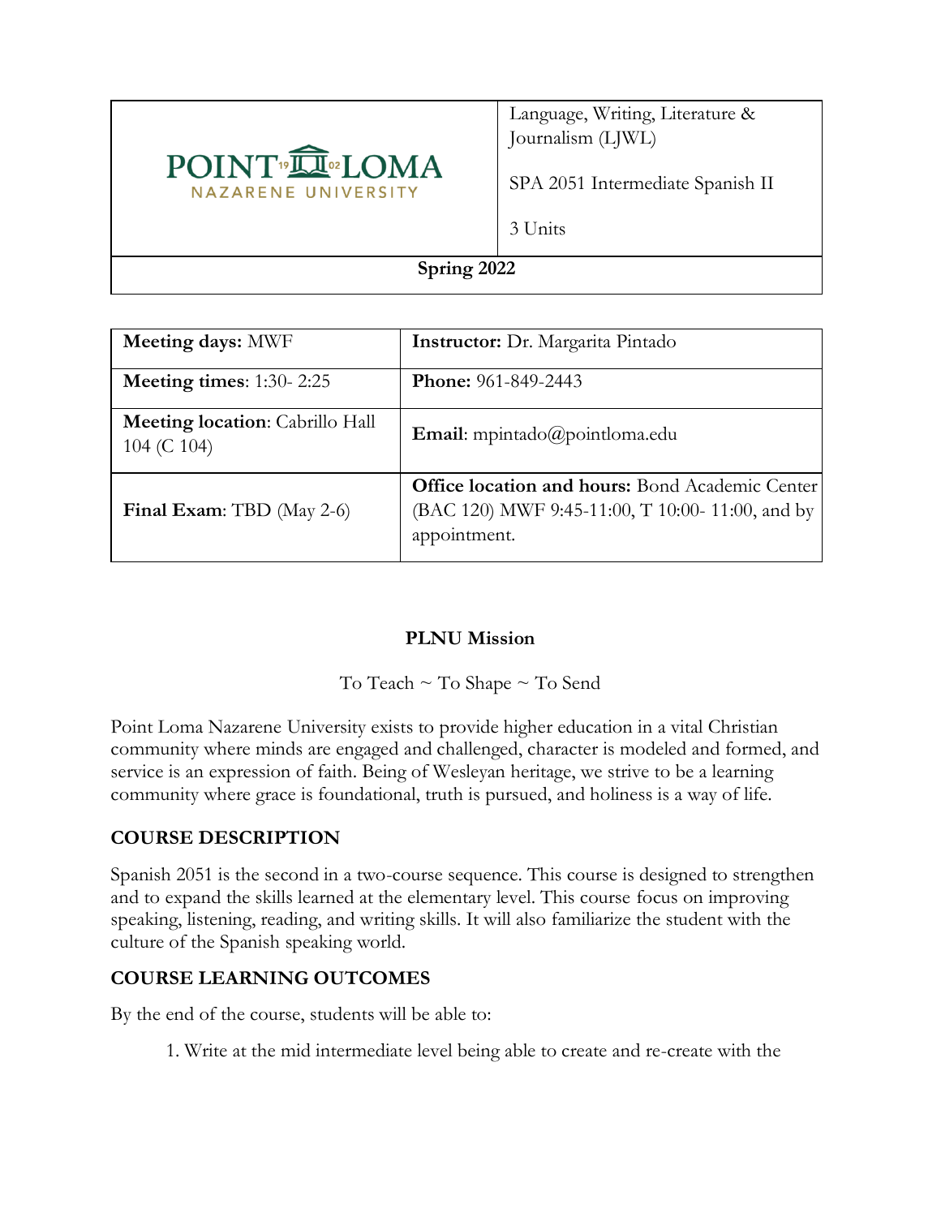| POINT LOMA NAZARENE UNIVERSITY | Language, Writing, Literature & Journalism (LJWL)<br><br>SPA 2051 Intermediate Spanish II<br><br>3 Units |
|---|---|
| **Spring 2022** | |

| **Meeting days:** MWF | **Instructor:** Dr. Margarita Pintado |
|---|---|
| **Meeting times**: 1:30- 2:25 | **Phone:** 961-849-2443 |
| **Meeting location**: Cabrillo Hall 104 (C 104) | **Email**: mpintado@pointloma.edu |
| **Final Exam**: TBD (May 2-6) | **Office location and hours:** Bond Academic Center (BAC 120) MWF 9:45-11:00, T 10:00- 11:00, and by appointment. |

**PLNU Mission**

To Teach ~ To Shape ~ To Send

Point Loma Nazarene University exists to provide higher education in a vital Christian community where minds are engaged and challenged, character is modeled and formed, and service is an expression of faith. Being of Wesleyan heritage, we strive to be a learning community where grace is foundational, truth is pursued, and holiness is a way of life.

## COURSE DESCRIPTION

Spanish 2051 is the second in a two-course sequence. This course is designed to strengthen and to expand the skills learned at the elementary level. This course focus on improving speaking, listening, reading, and writing skills. It will also familiarize the student with the culture of the Spanish speaking world.

## COURSE LEARNING OUTCOMES

By the end of the course, students will be able to:

1. Write at the mid intermediate level being able to create and re-create with the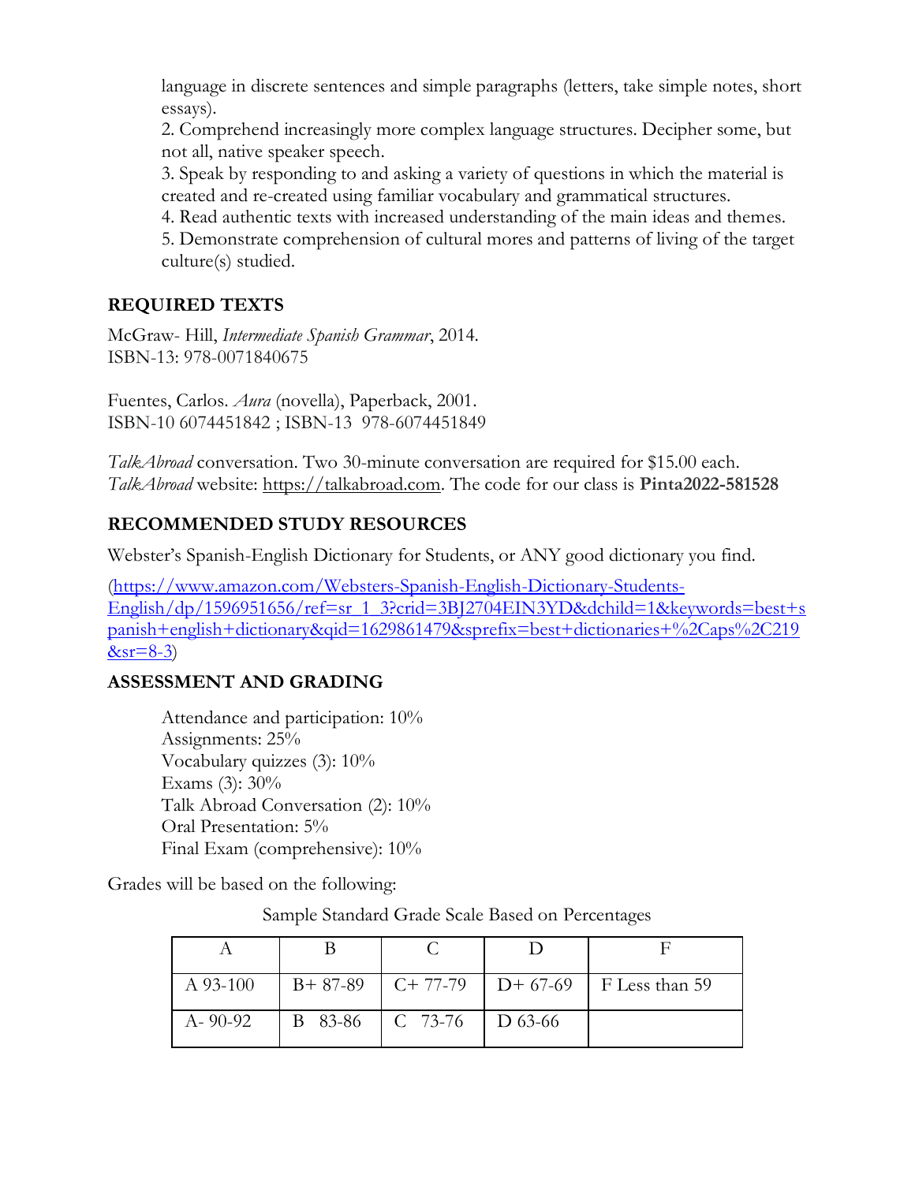language in discrete sentences and simple paragraphs (letters, take simple notes, short essays).

2. Comprehend increasingly more complex language structures. Decipher some, but not all, native speaker speech.
3. Speak by responding to and asking a variety of questions in which the material is created and re-created using familiar vocabulary and grammatical structures.
4. Read authentic texts with increased understanding of the main ideas and themes.
5. Demonstrate comprehension of cultural mores and patterns of living of the target culture(s) studied.

## REQUIRED TEXTS

McGraw- Hill, *Intermediate Spanish Grammar*, 2014.
ISBN-13: 978-0071840675

Fuentes, Carlos. *Aura* (novella), Paperback, 2001.
ISBN-10 6074451842 ; ISBN-13 978-6074451849

*TalkAbroad* conversation. Two 30-minute conversation are required for $15.00 each.
*TalkAbroad* website: https://talkabroad.com. The code for our class is **Pinta2022-581528**

## RECOMMENDED STUDY RESOURCES

Webster's Spanish-English Dictionary for Students, or ANY good dictionary you find.

(https://www.amazon.com/Websters-Spanish-English-Dictionary-Students-English/dp/1596951656/ref=sr_1_3?crid=3BJ2704EIN3YD&dchild=1&keywords=best+spanish+english+dictionary&qid=1629861479&sprefix=best+dictionaries+%2Caps%2C219&sr=8-3)

## ASSESSMENT AND GRADING

Attendance and participation: 10%
Assignments: 25%
Vocabulary quizzes (3): 10%
Exams (3): 30%
Talk Abroad Conversation (2): 10%
Oral Presentation: 5%
Final Exam (comprehensive): 10%

Grades will be based on the following:

Sample Standard Grade Scale Based on Percentages

| A | B | C | D | F |
|---|---|---|---|---|
| A 93-100 | B+ 87-89 | C+ 77-79 | D+ 67-69 | F Less than 59 |
| A- 90-92 | B 83-86 | C 73-76 | D 63-66 | |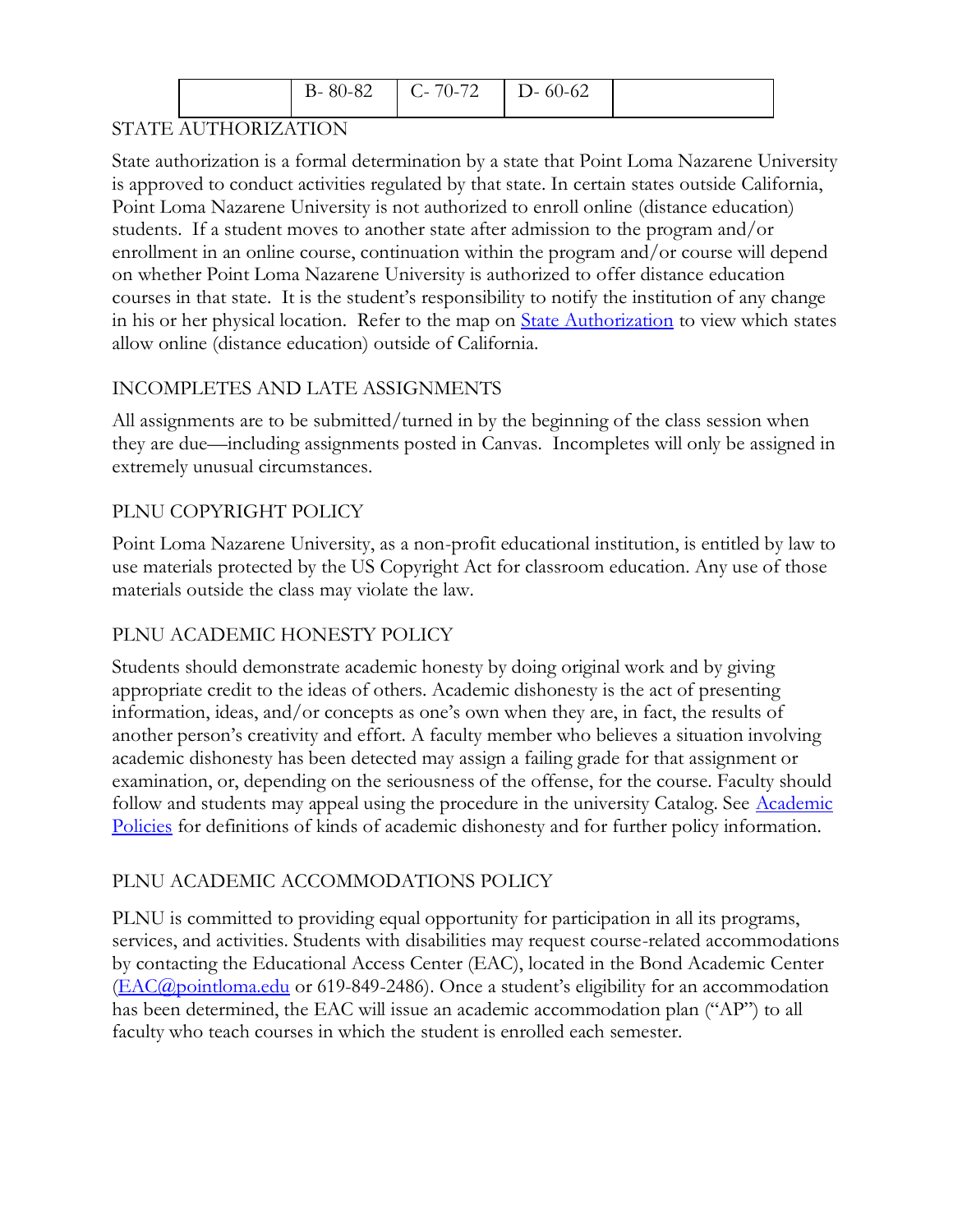|  | B- 80-82 | C- 70-72 | D- 60-62 |  |
|---|---|---|---|---|

## STATE AUTHORIZATION

State authorization is a formal determination by a state that Point Loma Nazarene University is approved to conduct activities regulated by that state. In certain states outside California, Point Loma Nazarene University is not authorized to enroll online (distance education) students. If a student moves to another state after admission to the program and/or enrollment in an online course, continuation within the program and/or course will depend on whether Point Loma Nazarene University is authorized to offer distance education courses in that state. It is the student's responsibility to notify the institution of any change in his or her physical location. Refer to the map on [State Authorization] to view which states allow online (distance education) outside of California.

## INCOMPLETES AND LATE ASSIGNMENTS

All assignments are to be submitted/turned in by the beginning of the class session when they are due—including assignments posted in Canvas. Incompletes will only be assigned in extremely unusual circumstances.

## PLNU COPYRIGHT POLICY

Point Loma Nazarene University, as a non-profit educational institution, is entitled by law to use materials protected by the US Copyright Act for classroom education. Any use of those materials outside the class may violate the law.

## PLNU ACADEMIC HONESTY POLICY

Students should demonstrate academic honesty by doing original work and by giving appropriate credit to the ideas of others. Academic dishonesty is the act of presenting information, ideas, and/or concepts as one's own when they are, in fact, the results of another person's creativity and effort. A faculty member who believes a situation involving academic dishonesty has been detected may assign a failing grade for that assignment or examination, or, depending on the seriousness of the offense, for the course. Faculty should follow and students may appeal using the procedure in the university Catalog. See [Academic Policies] for definitions of kinds of academic dishonesty and for further policy information.

## PLNU ACADEMIC ACCOMMODATIONS POLICY

PLNU is committed to providing equal opportunity for participation in all its programs, services, and activities. Students with disabilities may request course-related accommodations by contacting the Educational Access Center (EAC), located in the Bond Academic Center (EAC@pointloma.edu or 619-849-2486). Once a student's eligibility for an accommodation has been determined, the EAC will issue an academic accommodation plan ("AP") to all faculty who teach courses in which the student is enrolled each semester.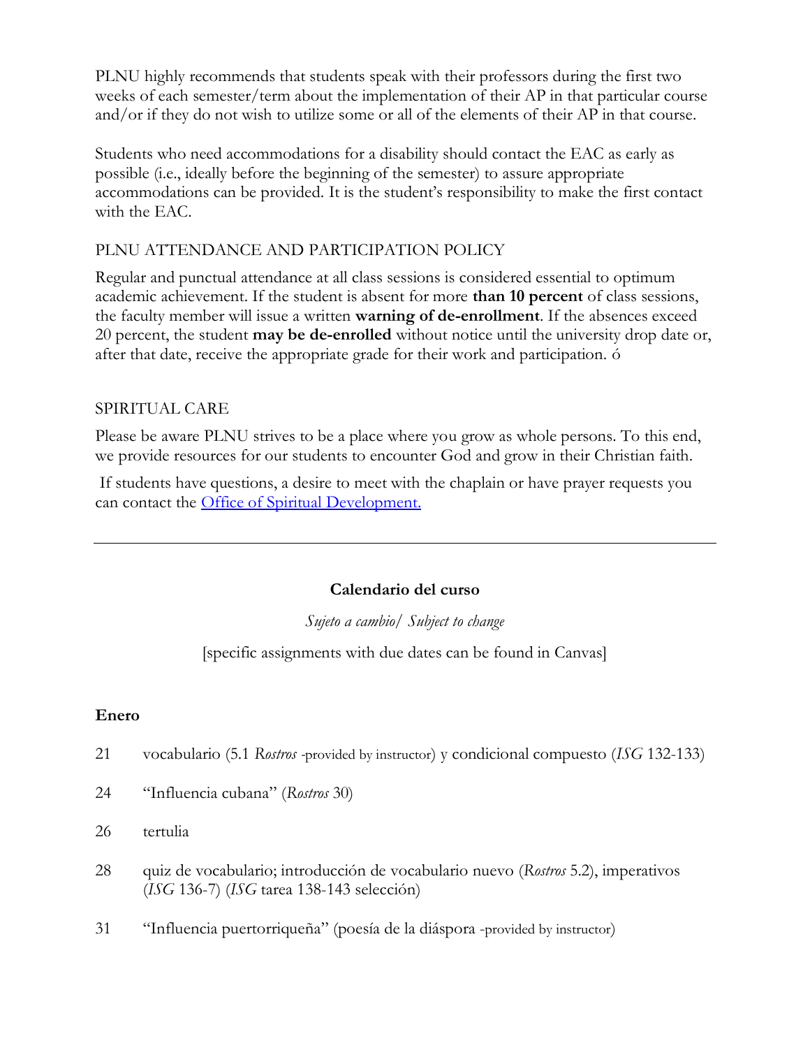PLNU highly recommends that students speak with their professors during the first two weeks of each semester/term about the implementation of their AP in that particular course and/or if they do not wish to utilize some or all of the elements of their AP in that course.

Students who need accommodations for a disability should contact the EAC as early as possible (i.e., ideally before the beginning of the semester) to assure appropriate accommodations can be provided. It is the student's responsibility to make the first contact with the EAC.

## PLNU ATTENDANCE AND PARTICIPATION POLICY

Regular and punctual attendance at all class sessions is considered essential to optimum academic achievement. If the student is absent for more **than 10 percent** of class sessions, the faculty member will issue a written **warning of de-enrollment**. If the absences exceed 20 percent, the student **may be de-enrolled** without notice until the university drop date or, after that date, receive the appropriate grade for their work and participation. ó

## SPIRITUAL CARE

Please be aware PLNU strives to be a place where you grow as whole persons. To this end, we provide resources for our students to encounter God and grow in their Christian faith.

If students have questions, a desire to meet with the chaplain or have prayer requests you can contact the [Office of Spiritual Development.]

---

## Calendario del curso

*Sujeto a cambio/ Subject to change*

[specific assignments with due dates can be found in Canvas]

### Enero

21 vocabulario (5.1 *Rostros* -provided by instructor) y condicional compuesto (*ISG* 132-133)

24 "Influencia cubana" (*Rostros* 30)

26 tertulia

28 quiz de vocabulario; introducción de vocabulario nuevo (*Rostros* 5.2), imperativos (*ISG* 136-7) (*ISG* tarea 138-143 selección)

31 "Influencia puertorriqueña" (poesía de la diáspora -provided by instructor)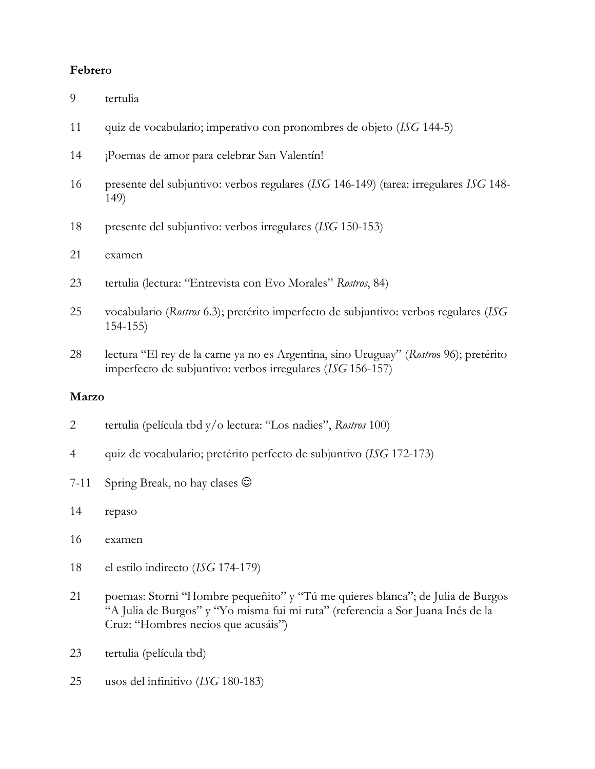**Febrero**

9 tertulia

11 quiz de vocabulario; imperativo con pronombres de objeto (*ISG* 144-5)

14 ¡Poemas de amor para celebrar San Valentín!

16 presente del subjuntivo: verbos regulares (*ISG* 146-149) (tarea: irregulares *ISG* 148-149)

18 presente del subjuntivo: verbos irregulares (*ISG* 150-153)

21 examen

23 tertulia (lectura: "Entrevista con Evo Morales" *Rostros*, 84)

25 vocabulario (*Rostros* 6.3); pretérito imperfecto de subjuntivo: verbos regulares (*ISG* 154-155)

28 lectura "El rey de la carne ya no es Argentina, sino Uruguay" (*Rostros* 96); pretérito imperfecto de subjuntivo: verbos irregulares (*ISG* 156-157)

**Marzo**

2 tertulia (película tbd y/o lectura: "Los nadies", *Rostros* 100)

4 quiz de vocabulario; pretérito perfecto de subjuntivo (*ISG* 172-173)

7-11 Spring Break, no hay clases ☺

14 repaso

16 examen

18 el estilo indirecto (*ISG* 174-179)

21 poemas: Storni "Hombre pequeñito" y "Tú me quieres blanca"; de Julia de Burgos "A Julia de Burgos" y "Yo misma fui mi ruta" (referencia a Sor Juana Inés de la Cruz: "Hombres necios que acusáis")

23 tertulia (película tbd)

25 usos del infinitivo (*ISG* 180-183)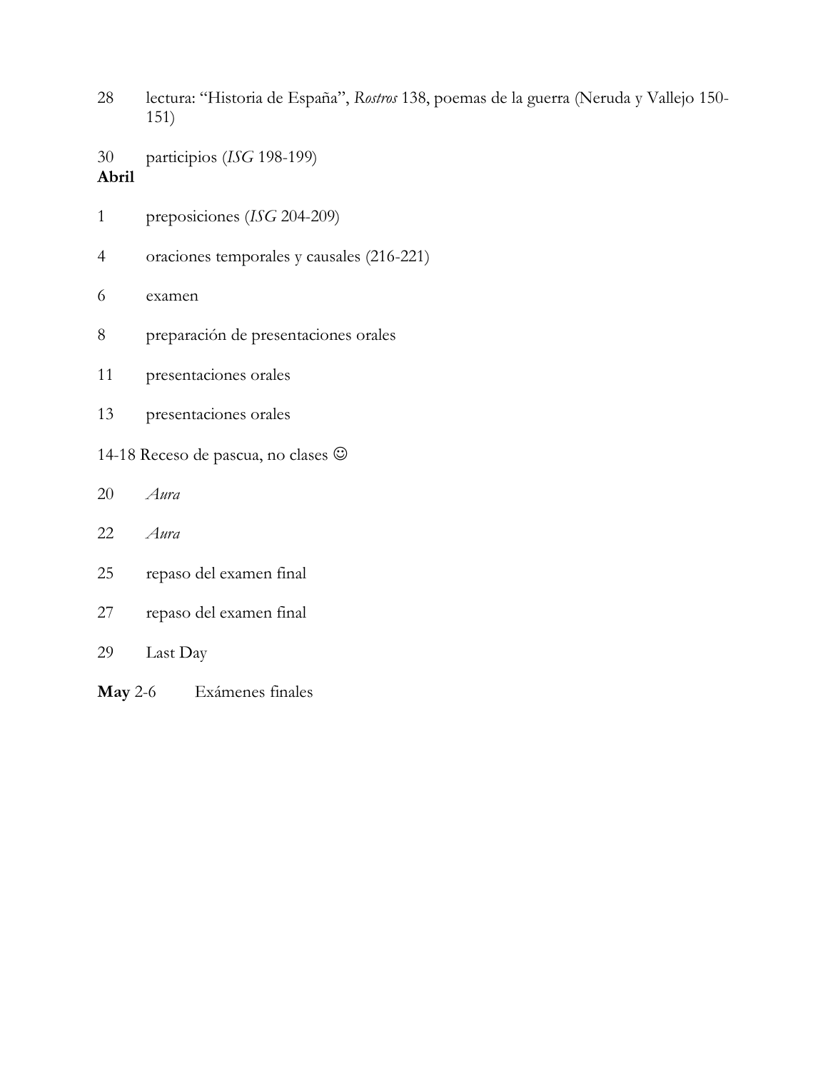28 lectura: "Historia de España", *Rostros* 138, poemas de la guerra (Neruda y Vallejo 150-151)

30 participios (*ISG* 198-199)

**Abril**

1 preposiciones (*ISG* 204-209)

4 oraciones temporales y causales (216-221)

6 examen

8 preparación de presentaciones orales

11 presentaciones orales

13 presentaciones orales

14-18 Receso de pascua, no clases ☺

20 *Aura*

22 *Aura*

25 repaso del examen final

27 repaso del examen final

29 Last Day

**May** 2-6 Exámenes finales